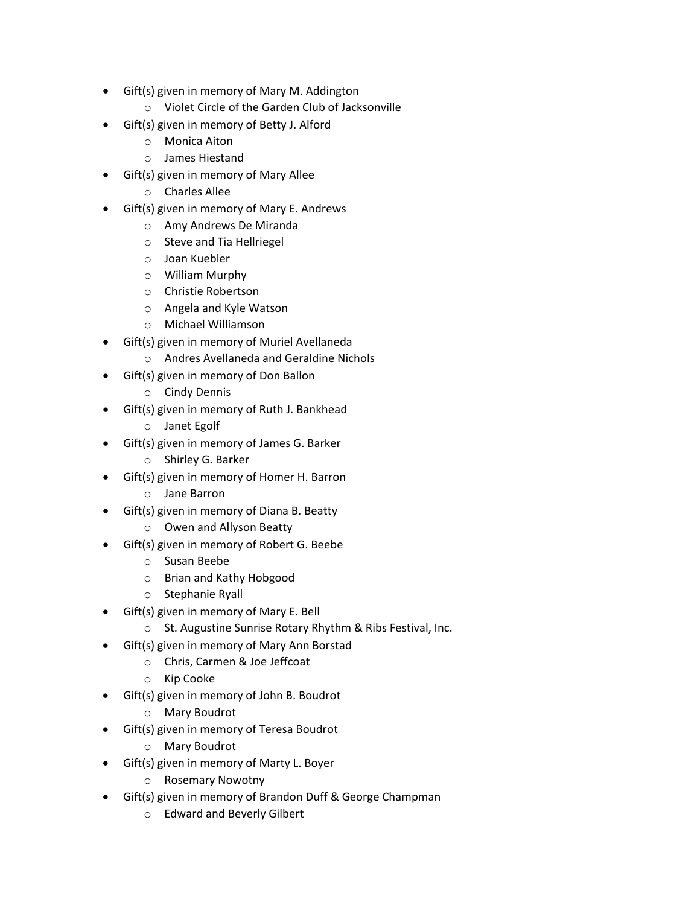- Gift(s) given in memory of Mary M. Addington
    - Violet Circle of the Garden Club of Jacksonville
- Gift(s) given in memory of Betty J. Alford
    - Monica Aiton
    - James Hiestand
- Gift(s) given in memory of Mary Allee
    - Charles Allee
- Gift(s) given in memory of Mary E. Andrews
    - Amy Andrews De Miranda
    - Steve and Tia Hellriegel
    - Joan Kuebler
    - William Murphy
    - Christie Robertson
    - Angela and Kyle Watson
    - Michael Williamson
- Gift(s) given in memory of Muriel Avellaneda
    - Andres Avellaneda and Geraldine Nichols
- Gift(s) given in memory of Don Ballon
    - Cindy Dennis
- Gift(s) given in memory of Ruth J. Bankhead
    - Janet Egolf
- Gift(s) given in memory of James G. Barker
    - Shirley G. Barker
- Gift(s) given in memory of Homer H. Barron
    - Jane Barron
- Gift(s) given in memory of Diana B. Beatty
    - Owen and Allyson Beatty
- Gift(s) given in memory of Robert G. Beebe
    - Susan Beebe
    - Brian and Kathy Hobgood
    - Stephanie Ryall
- Gift(s) given in memory of Mary E. Bell
    - St. Augustine Sunrise Rotary Rhythm & Ribs Festival, Inc.
- Gift(s) given in memory of Mary Ann Borstad
    - Chris, Carmen & Joe Jeffcoat
    - Kip Cooke
- Gift(s) given in memory of John B. Boudrot
    - Mary Boudrot
- Gift(s) given in memory of Teresa Boudrot
    - Mary Boudrot
- Gift(s) given in memory of Marty L. Boyer
    - Rosemary Nowotny
- Gift(s) given in memory of Brandon Duff & George Champman
    - Edward and Beverly Gilbert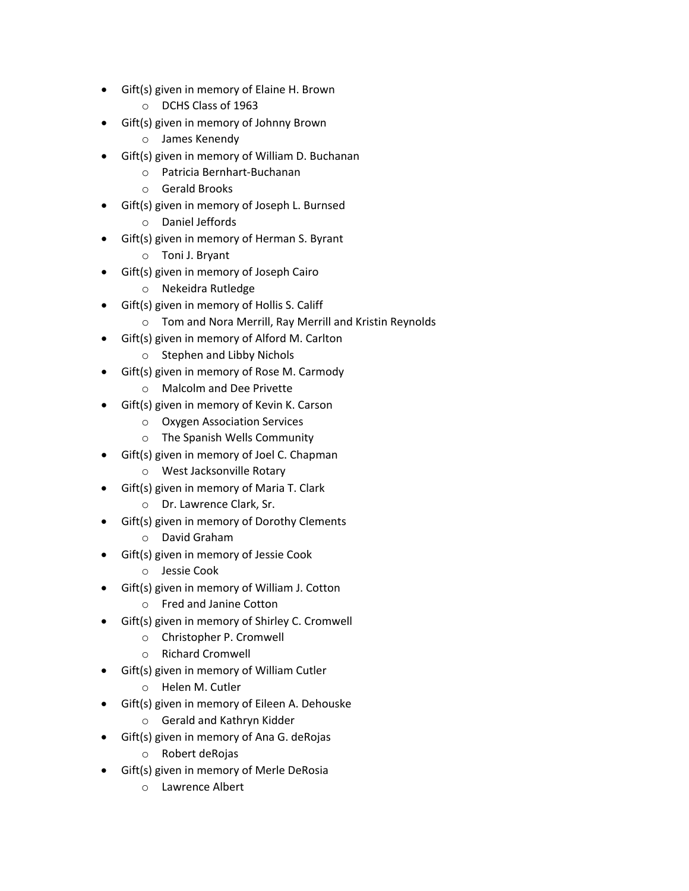- Gift(s) given in memory of Elaine H. Brown
  - DCHS Class of 1963
- Gift(s) given in memory of Johnny Brown
  - James Kenendy
- Gift(s) given in memory of William D. Buchanan
  - Patricia Bernhart-Buchanan
  - Gerald Brooks
- Gift(s) given in memory of Joseph L. Burnsed
  - Daniel Jeffords
- Gift(s) given in memory of Herman S. Byrant
  - Toni J. Bryant
- Gift(s) given in memory of Joseph Cairo
  - Nekeidra Rutledge
- Gift(s) given in memory of Hollis S. Califf
  - Tom and Nora Merrill, Ray Merrill and Kristin Reynolds
- Gift(s) given in memory of Alford M. Carlton
  - Stephen and Libby Nichols
- Gift(s) given in memory of Rose M. Carmody
  - Malcolm and Dee Privette
- Gift(s) given in memory of Kevin K. Carson
  - Oxygen Association Services
  - The Spanish Wells Community
- Gift(s) given in memory of Joel C. Chapman
  - West Jacksonville Rotary
- Gift(s) given in memory of Maria T. Clark
  - Dr. Lawrence Clark, Sr.
- Gift(s) given in memory of Dorothy Clements
  - David Graham
- Gift(s) given in memory of Jessie Cook
  - Jessie Cook
- Gift(s) given in memory of William J. Cotton
  - Fred and Janine Cotton
- Gift(s) given in memory of Shirley C. Cromwell
  - Christopher P. Cromwell
  - Richard Cromwell
- Gift(s) given in memory of William Cutler
  - Helen M. Cutler
- Gift(s) given in memory of Eileen A. Dehouske
  - Gerald and Kathryn Kidder
- Gift(s) given in memory of Ana G. deRojas
  - Robert deRojas
- Gift(s) given in memory of Merle DeRosia
  - Lawrence Albert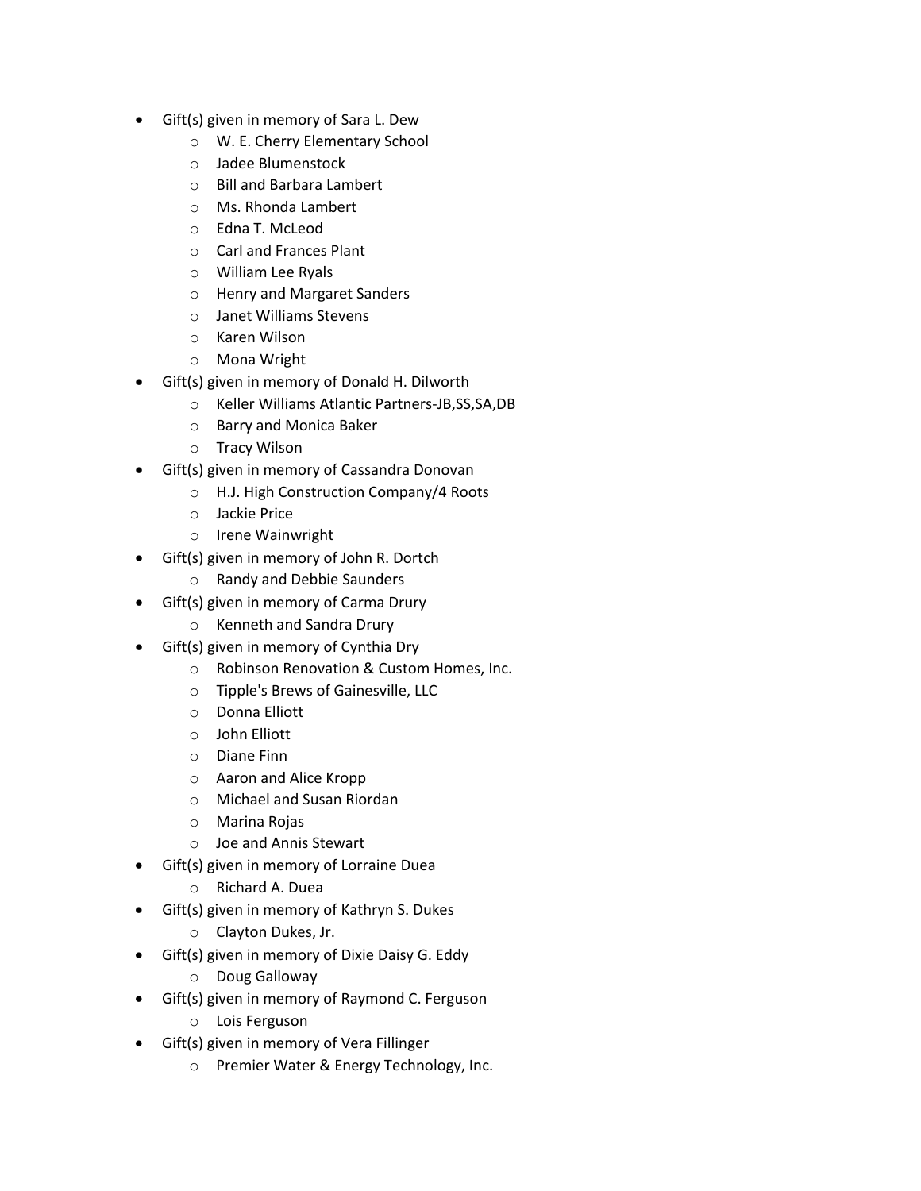- Gift(s) given in memory of Sara L. Dew
  - W. E. Cherry Elementary School
  - Jadee Blumenstock
  - Bill and Barbara Lambert
  - Ms. Rhonda Lambert
  - Edna T. McLeod
  - Carl and Frances Plant
  - William Lee Ryals
  - Henry and Margaret Sanders
  - Janet Williams Stevens
  - Karen Wilson
  - Mona Wright
- Gift(s) given in memory of Donald H. Dilworth
  - Keller Williams Atlantic Partners-JB,SS,SA,DB
  - Barry and Monica Baker
  - Tracy Wilson
- Gift(s) given in memory of Cassandra Donovan
  - H.J. High Construction Company/4 Roots
  - Jackie Price
  - Irene Wainwright
- Gift(s) given in memory of John R. Dortch
  - Randy and Debbie Saunders
- Gift(s) given in memory of Carma Drury
  - Kenneth and Sandra Drury
- Gift(s) given in memory of Cynthia Dry
  - Robinson Renovation & Custom Homes, Inc.
  - Tipple's Brews of Gainesville, LLC
  - Donna Elliott
  - John Elliott
  - Diane Finn
  - Aaron and Alice Kropp
  - Michael and Susan Riordan
  - Marina Rojas
  - Joe and Annis Stewart
- Gift(s) given in memory of Lorraine Duea
  - Richard A. Duea
- Gift(s) given in memory of Kathryn S. Dukes
  - Clayton Dukes, Jr.
- Gift(s) given in memory of Dixie Daisy G. Eddy
  - Doug Galloway
- Gift(s) given in memory of Raymond C. Ferguson
  - Lois Ferguson
- Gift(s) given in memory of Vera Fillinger
  - Premier Water & Energy Technology, Inc.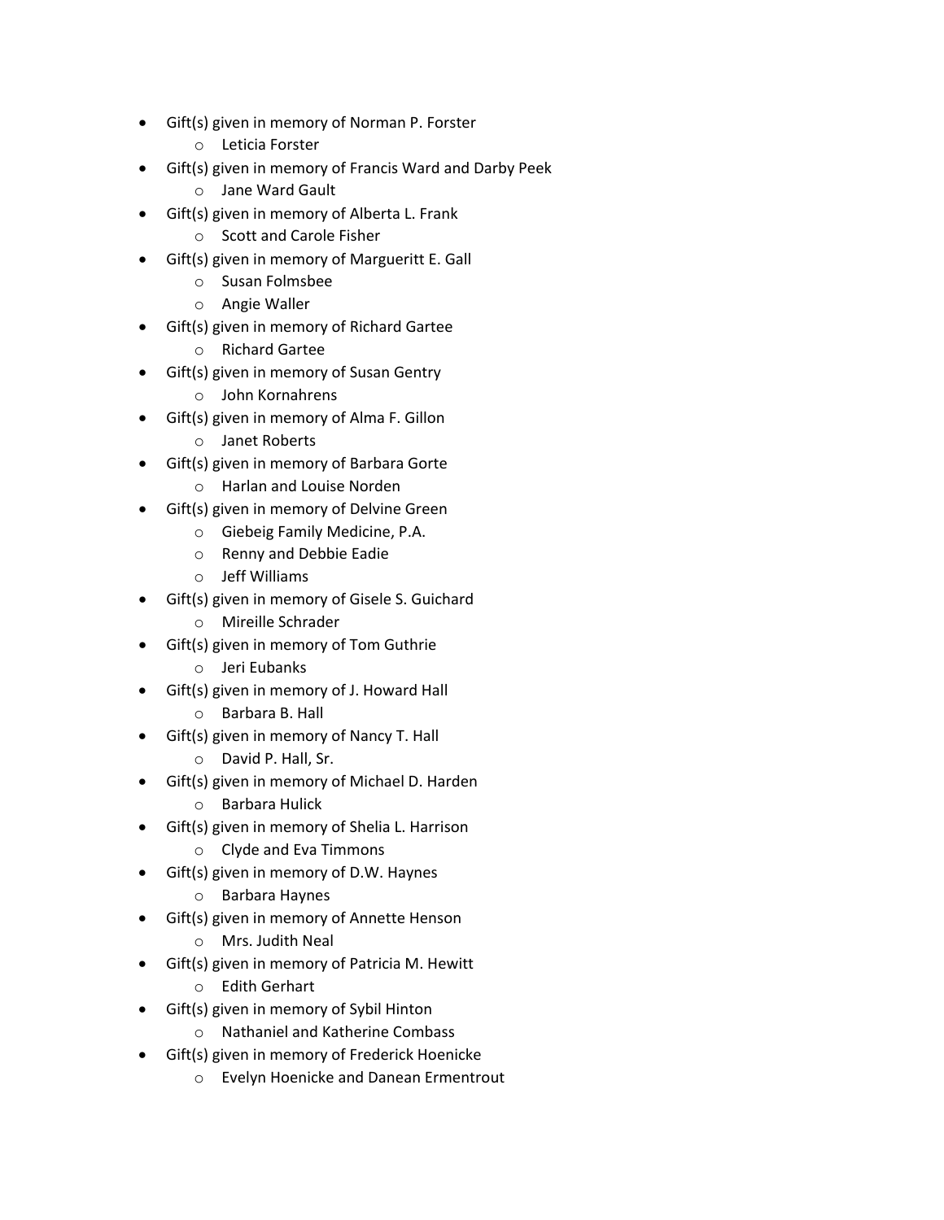- Gift(s) given in memory of Norman P. Forster
    - Leticia Forster
- Gift(s) given in memory of Francis Ward and Darby Peek
    - Jane Ward Gault
- Gift(s) given in memory of Alberta L. Frank
    - Scott and Carole Fisher
- Gift(s) given in memory of Margueritt E. Gall
    - Susan Folmsbee
    - Angie Waller
- Gift(s) given in memory of Richard Gartee
    - Richard Gartee
- Gift(s) given in memory of Susan Gentry
    - John Kornahrens
- Gift(s) given in memory of Alma F. Gillon
    - Janet Roberts
- Gift(s) given in memory of Barbara Gorte
    - Harlan and Louise Norden
- Gift(s) given in memory of Delvine Green
    - Giebeig Family Medicine, P.A.
    - Renny and Debbie Eadie
    - Jeff Williams
- Gift(s) given in memory of Gisele S. Guichard
    - Mireille Schrader
- Gift(s) given in memory of Tom Guthrie
    - Jeri Eubanks
- Gift(s) given in memory of J. Howard Hall
    - Barbara B. Hall
- Gift(s) given in memory of Nancy T. Hall
    - David P. Hall, Sr.
- Gift(s) given in memory of Michael D. Harden
    - Barbara Hulick
- Gift(s) given in memory of Shelia L. Harrison
    - Clyde and Eva Timmons
- Gift(s) given in memory of D.W. Haynes
    - Barbara Haynes
- Gift(s) given in memory of Annette Henson
    - Mrs. Judith Neal
- Gift(s) given in memory of Patricia M. Hewitt
    - Edith Gerhart
- Gift(s) given in memory of Sybil Hinton
    - Nathaniel and Katherine Combass
- Gift(s) given in memory of Frederick Hoenicke
    - Evelyn Hoenicke and Danean Ermentrout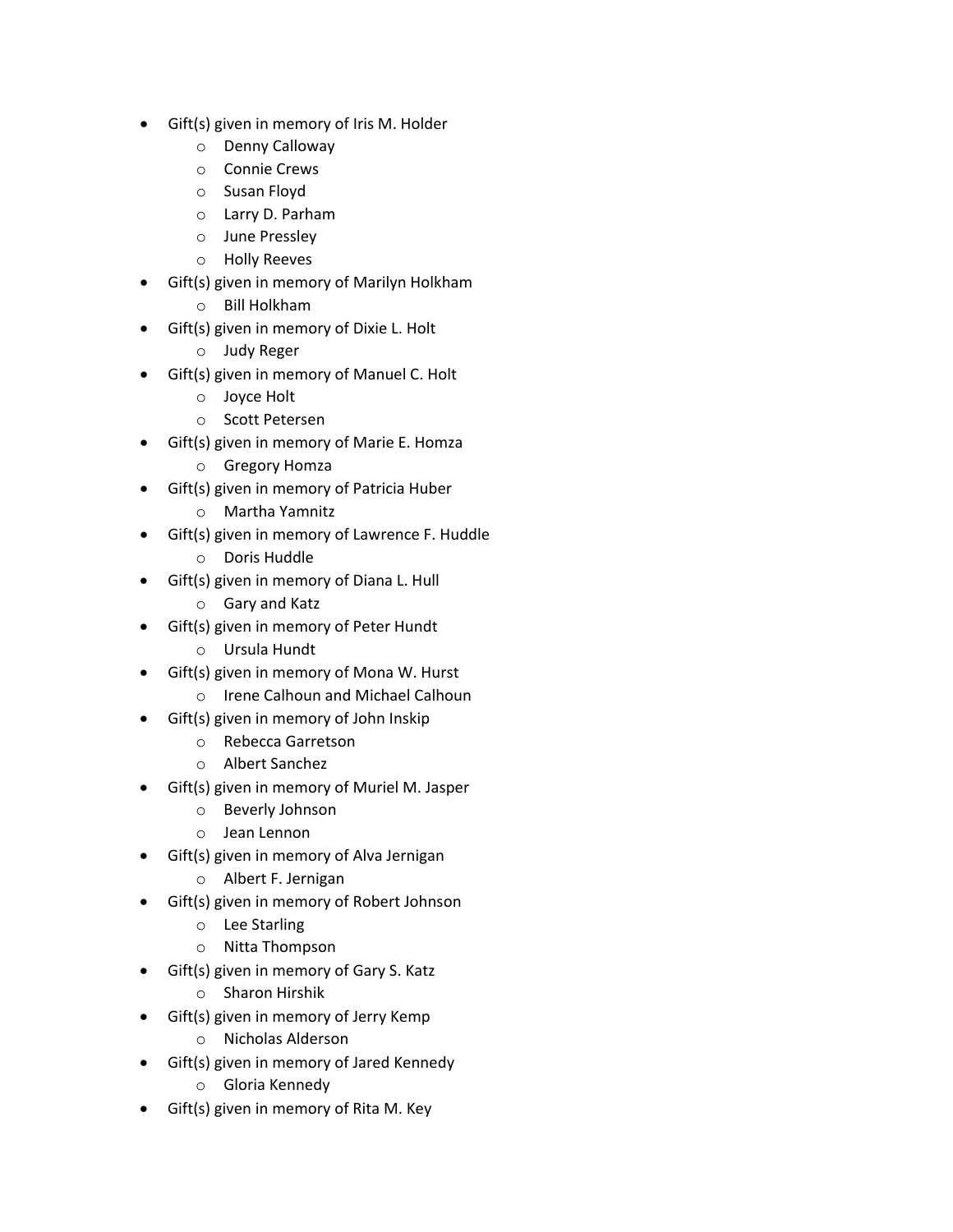- Gift(s) given in memory of Iris M. Holder
  - Denny Calloway
  - Connie Crews
  - Susan Floyd
  - Larry D. Parham
  - June Pressley
  - Holly Reeves
- Gift(s) given in memory of Marilyn Holkham
  - Bill Holkham
- Gift(s) given in memory of Dixie L. Holt
  - Judy Reger
- Gift(s) given in memory of Manuel C. Holt
  - Joyce Holt
  - Scott Petersen
- Gift(s) given in memory of Marie E. Homza
  - Gregory Homza
- Gift(s) given in memory of Patricia Huber
  - Martha Yamnitz
- Gift(s) given in memory of Lawrence F. Huddle
  - Doris Huddle
- Gift(s) given in memory of Diana L. Hull
  - Gary and Katz
- Gift(s) given in memory of Peter Hundt
  - Ursula Hundt
- Gift(s) given in memory of Mona W. Hurst
  - Irene Calhoun and Michael Calhoun
- Gift(s) given in memory of John Inskip
  - Rebecca Garretson
  - Albert Sanchez
- Gift(s) given in memory of Muriel M. Jasper
  - Beverly Johnson
  - Jean Lennon
- Gift(s) given in memory of Alva Jernigan
  - Albert F. Jernigan
- Gift(s) given in memory of Robert Johnson
  - Lee Starling
  - Nitta Thompson
- Gift(s) given in memory of Gary S. Katz
  - Sharon Hirshik
- Gift(s) given in memory of Jerry Kemp
  - Nicholas Alderson
- Gift(s) given in memory of Jared Kennedy
  - Gloria Kennedy
- Gift(s) given in memory of Rita M. Key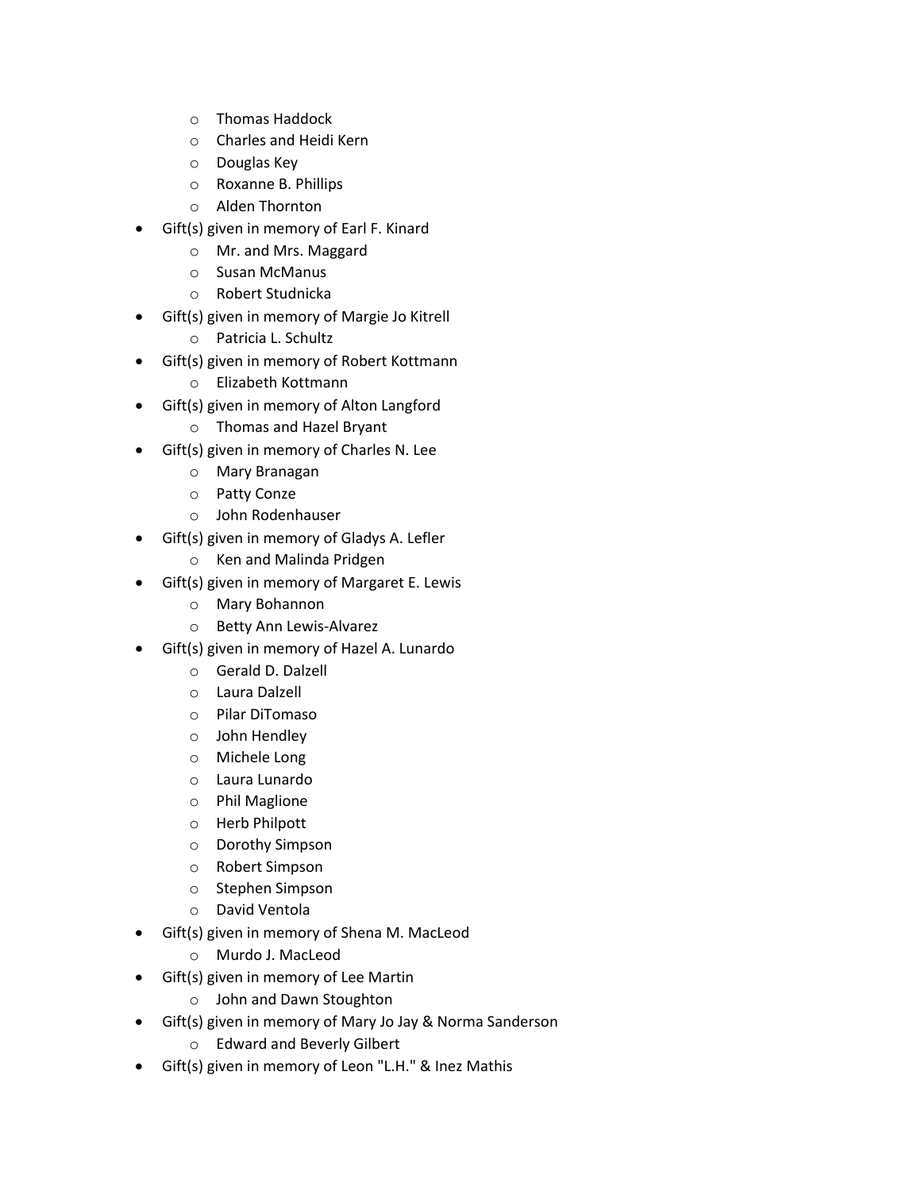- Thomas Haddock
    - Charles and Heidi Kern
    - Douglas Key
    - Roxanne B. Phillips
    - Alden Thornton
- Gift(s) given in memory of Earl F. Kinard
    - Mr. and Mrs. Maggard
    - Susan McManus
    - Robert Studnicka
- Gift(s) given in memory of Margie Jo Kitrell
    - Patricia L. Schultz
- Gift(s) given in memory of Robert Kottmann
    - Elizabeth Kottmann
- Gift(s) given in memory of Alton Langford
    - Thomas and Hazel Bryant
- Gift(s) given in memory of Charles N. Lee
    - Mary Branagan
    - Patty Conze
    - John Rodenhauser
- Gift(s) given in memory of Gladys A. Lefler
    - Ken and Malinda Pridgen
- Gift(s) given in memory of Margaret E. Lewis
    - Mary Bohannon
    - Betty Ann Lewis-Alvarez
- Gift(s) given in memory of Hazel A. Lunardo
    - Gerald D. Dalzell
    - Laura Dalzell
    - Pilar DiTomaso
    - John Hendley
    - Michele Long
    - Laura Lunardo
    - Phil Maglione
    - Herb Philpott
    - Dorothy Simpson
    - Robert Simpson
    - Stephen Simpson
    - David Ventola
- Gift(s) given in memory of Shena M. MacLeod
    - Murdo J. MacLeod
- Gift(s) given in memory of Lee Martin
    - John and Dawn Stoughton
- Gift(s) given in memory of Mary Jo Jay & Norma Sanderson
    - Edward and Beverly Gilbert
- Gift(s) given in memory of Leon "L.H." & Inez Mathis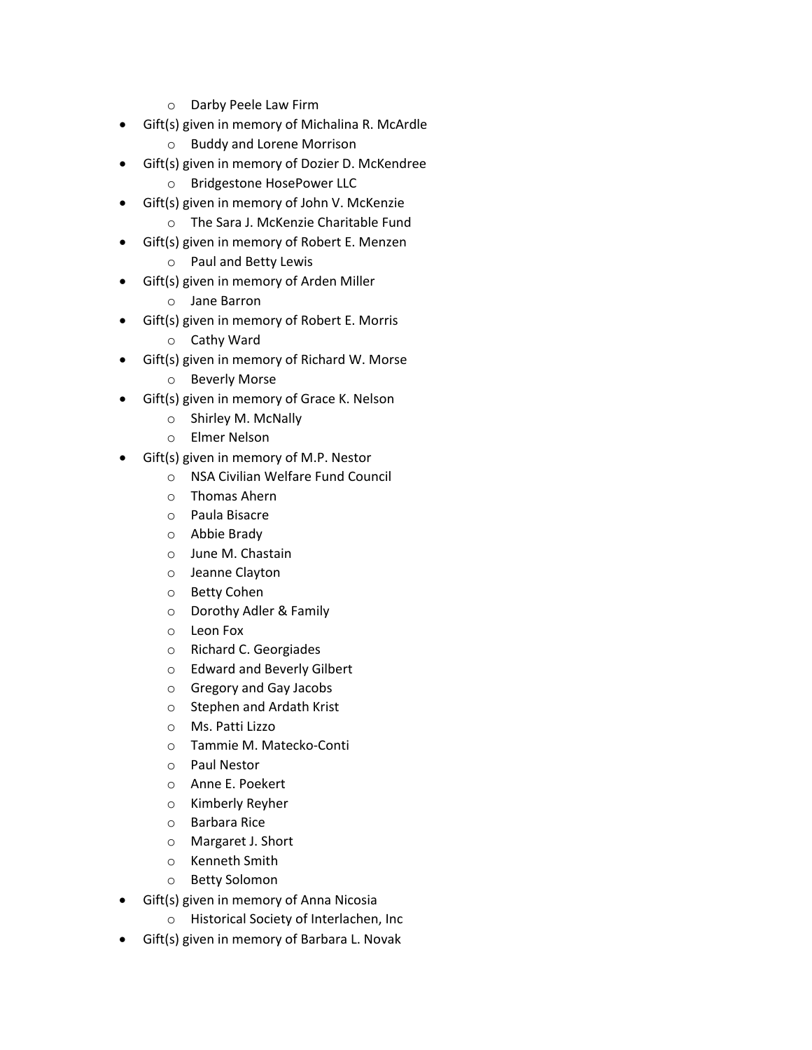- Darby Peele Law Firm
- Gift(s) given in memory of Michalina R. McArdle
  - Buddy and Lorene Morrison
- Gift(s) given in memory of Dozier D. McKendree
  - Bridgestone HosePower LLC
- Gift(s) given in memory of John V. McKenzie
  - The Sara J. McKenzie Charitable Fund
- Gift(s) given in memory of Robert E. Menzen
  - Paul and Betty Lewis
- Gift(s) given in memory of Arden Miller
  - Jane Barron
- Gift(s) given in memory of Robert E. Morris
  - Cathy Ward
- Gift(s) given in memory of Richard W. Morse
  - Beverly Morse
- Gift(s) given in memory of Grace K. Nelson
  - Shirley M. McNally
  - Elmer Nelson
- Gift(s) given in memory of M.P. Nestor
  - NSA Civilian Welfare Fund Council
  - Thomas Ahern
  - Paula Bisacre
  - Abbie Brady
  - June M. Chastain
  - Jeanne Clayton
  - Betty Cohen
  - Dorothy Adler & Family
  - Leon Fox
  - Richard C. Georgiades
  - Edward and Beverly Gilbert
  - Gregory and Gay Jacobs
  - Stephen and Ardath Krist
  - Ms. Patti Lizzo
  - Tammie M. Matecko-Conti
  - Paul Nestor
  - Anne E. Poekert
  - Kimberly Reyher
  - Barbara Rice
  - Margaret J. Short
  - Kenneth Smith
  - Betty Solomon
- Gift(s) given in memory of Anna Nicosia
  - Historical Society of Interlachen, Inc
- Gift(s) given in memory of Barbara L. Novak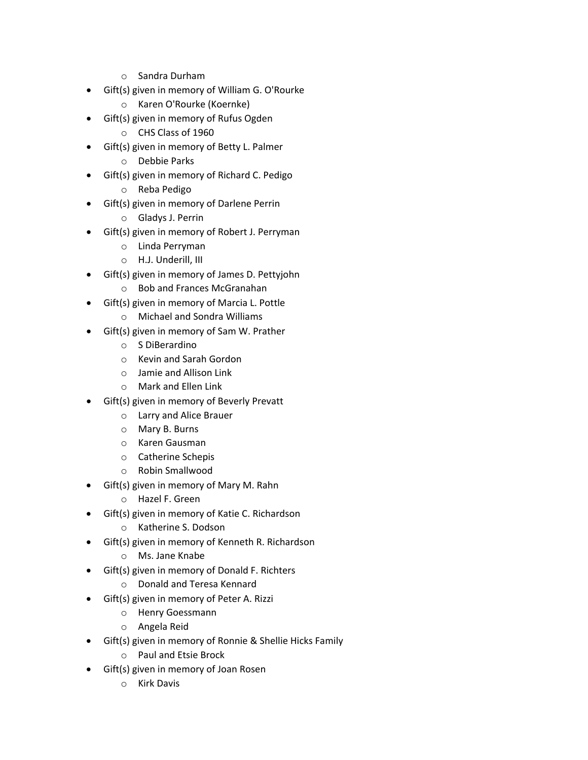- Sandra Durham
- Gift(s) given in memory of William G. O'Rourke
    - Karen O'Rourke (Koernke)
- Gift(s) given in memory of Rufus Ogden
    - CHS Class of 1960
- Gift(s) given in memory of Betty L. Palmer
    - Debbie Parks
- Gift(s) given in memory of Richard C. Pedigo
    - Reba Pedigo
- Gift(s) given in memory of Darlene Perrin
    - Gladys J. Perrin
- Gift(s) given in memory of Robert J. Perryman
    - Linda Perryman
    - H.J. Underill, III
- Gift(s) given in memory of James D. Pettyjohn
    - Bob and Frances McGranahan
- Gift(s) given in memory of Marcia L. Pottle
    - Michael and Sondra Williams
- Gift(s) given in memory of Sam W. Prather
    - S DiBerardino
    - Kevin and Sarah Gordon
    - Jamie and Allison Link
    - Mark and Ellen Link
- Gift(s) given in memory of Beverly Prevatt
    - Larry and Alice Brauer
    - Mary B. Burns
    - Karen Gausman
    - Catherine Schepis
    - Robin Smallwood
- Gift(s) given in memory of Mary M. Rahn
    - Hazel F. Green
- Gift(s) given in memory of Katie C. Richardson
    - Katherine S. Dodson
- Gift(s) given in memory of Kenneth R. Richardson
    - Ms. Jane Knabe
- Gift(s) given in memory of Donald F. Richters
    - Donald and Teresa Kennard
- Gift(s) given in memory of Peter A. Rizzi
    - Henry Goessmann
    - Angela Reid
- Gift(s) given in memory of Ronnie & Shellie Hicks Family
    - Paul and Etsie Brock
- Gift(s) given in memory of Joan Rosen
    - Kirk Davis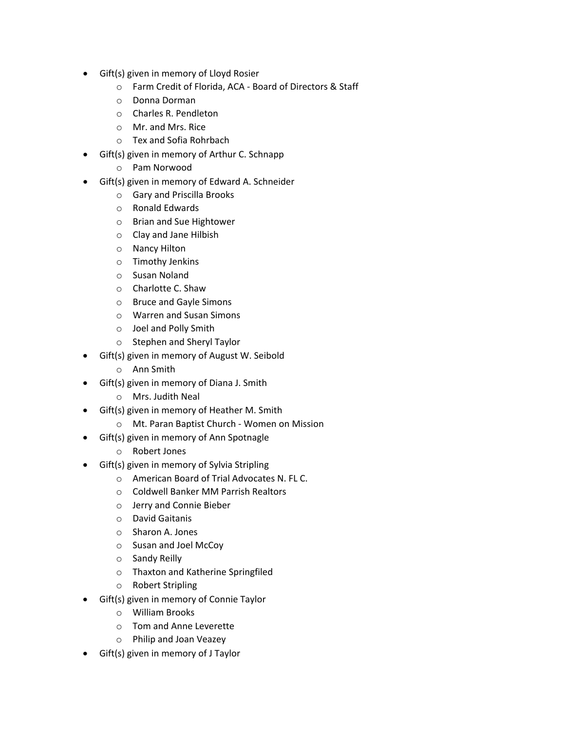- Gift(s) given in memory of Lloyd Rosier
    - Farm Credit of Florida, ACA - Board of Directors & Staff
    - Donna Dorman
    - Charles R. Pendleton
    - Mr. and Mrs. Rice
    - Tex and Sofia Rohrbach
- Gift(s) given in memory of Arthur C. Schnapp
    - Pam Norwood
- Gift(s) given in memory of Edward A. Schneider
    - Gary and Priscilla Brooks
    - Ronald Edwards
    - Brian and Sue Hightower
    - Clay and Jane Hilbish
    - Nancy Hilton
    - Timothy Jenkins
    - Susan Noland
    - Charlotte C. Shaw
    - Bruce and Gayle Simons
    - Warren and Susan Simons
    - Joel and Polly Smith
    - Stephen and Sheryl Taylor
- Gift(s) given in memory of August W. Seibold
    - Ann Smith
- Gift(s) given in memory of Diana J. Smith
    - Mrs. Judith Neal
- Gift(s) given in memory of Heather M. Smith
    - Mt. Paran Baptist Church - Women on Mission
- Gift(s) given in memory of Ann Spotnagle
    - Robert Jones
- Gift(s) given in memory of Sylvia Stripling
    - American Board of Trial Advocates N. FL C.
    - Coldwell Banker MM Parrish Realtors
    - Jerry and Connie Bieber
    - David Gaitanis
    - Sharon A. Jones
    - Susan and Joel McCoy
    - Sandy Reilly
    - Thaxton and Katherine Springfiled
    - Robert Stripling
- Gift(s) given in memory of Connie Taylor
    - William Brooks
    - Tom and Anne Leverette
    - Philip and Joan Veazey
- Gift(s) given in memory of J Taylor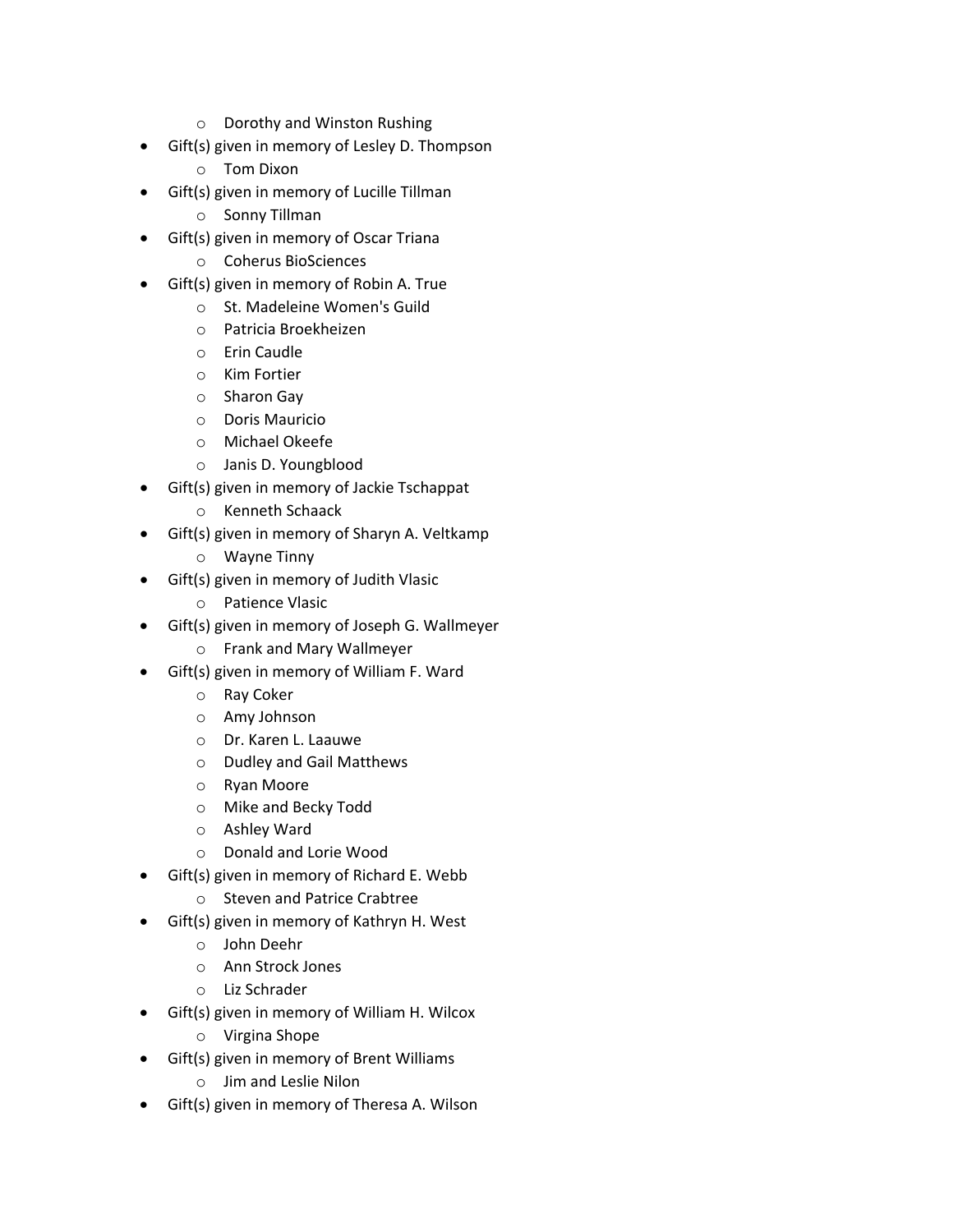- Dorothy and Winston Rushing
- Gift(s) given in memory of Lesley D. Thompson
  - Tom Dixon
- Gift(s) given in memory of Lucille Tillman
  - Sonny Tillman
- Gift(s) given in memory of Oscar Triana
  - Coherus BioSciences
- Gift(s) given in memory of Robin A. True
  - St. Madeleine Women's Guild
  - Patricia Broekheizen
  - Erin Caudle
  - Kim Fortier
  - Sharon Gay
  - Doris Mauricio
  - Michael Okeefe
  - Janis D. Youngblood
- Gift(s) given in memory of Jackie Tschappat
  - Kenneth Schaack
- Gift(s) given in memory of Sharyn A. Veltkamp
  - Wayne Tinny
- Gift(s) given in memory of Judith Vlasic
  - Patience Vlasic
- Gift(s) given in memory of Joseph G. Wallmeyer
  - Frank and Mary Wallmeyer
- Gift(s) given in memory of William F. Ward
  - Ray Coker
  - Amy Johnson
  - Dr. Karen L. Laauwe
  - Dudley and Gail Matthews
  - Ryan Moore
  - Mike and Becky Todd
  - Ashley Ward
  - Donald and Lorie Wood
- Gift(s) given in memory of Richard E. Webb
  - Steven and Patrice Crabtree
- Gift(s) given in memory of Kathryn H. West
  - John Deehr
  - Ann Strock Jones
  - Liz Schrader
- Gift(s) given in memory of William H. Wilcox
  - Virgina Shope
- Gift(s) given in memory of Brent Williams
  - Jim and Leslie Nilon
- Gift(s) given in memory of Theresa A. Wilson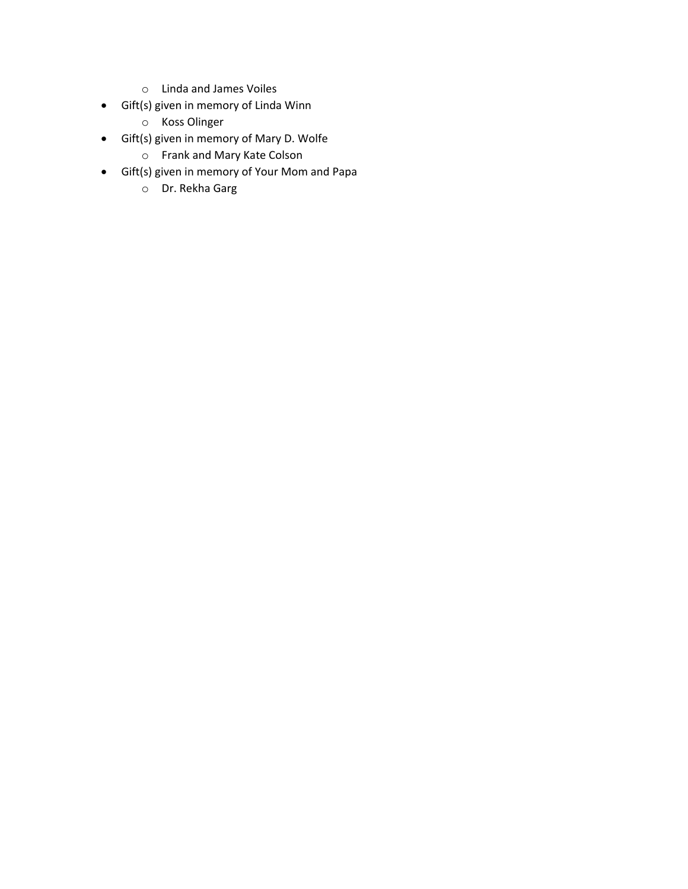- Linda and James Voiles
- Gift(s) given in memory of Linda Winn
    - Koss Olinger
- Gift(s) given in memory of Mary D. Wolfe
    - Frank and Mary Kate Colson
- Gift(s) given in memory of Your Mom and Papa
    - Dr. Rekha Garg